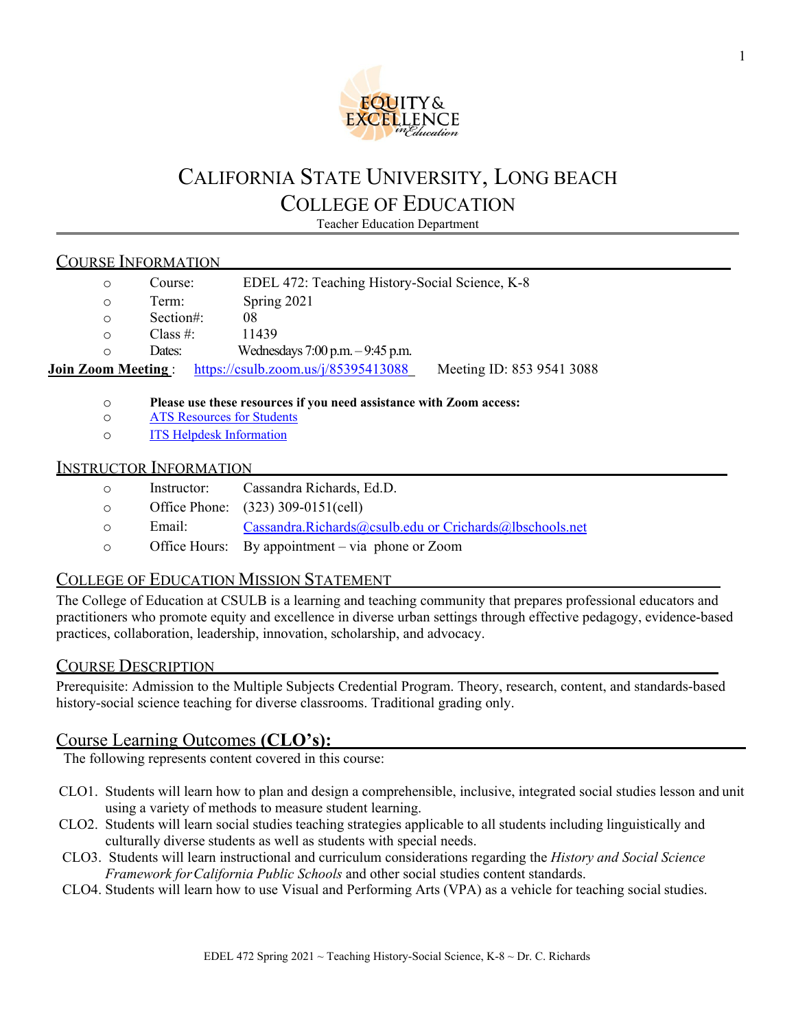# California State University, Long Beach
# College of Education

Teacher Education Department

## Course Information

- Course: EDEL 472: Teaching History-Social Science, K-8
- Term: Spring 2021
- Section#: 08
- Class #: 11439
- Dates: Wednesdays 7:00 p.m. – 9:45 p.m.

**Join Zoom Meeting** : https://csulb.zoom.us/j/85395413088 Meeting ID: 853 9541 3088

- **Please use these resources if you need assistance with Zoom access:**
- ATS Resources for Students
- ITS Helpdesk Information

## Instructor Information

- Instructor: Cassandra Richards, Ed.D.
- Office Phone: (323) 309-0151(cell)
- Email: Cassandra.Richards@csulb.edu or Crichards@lbschools.net
- Office Hours: By appointment – via phone or Zoom

## College of Education Mission Statement

The College of Education at CSULB is a learning and teaching community that prepares professional educators and practitioners who promote equity and excellence in diverse urban settings through effective pedagogy, evidence-based practices, collaboration, leadership, innovation, scholarship, and advocacy.

## Course Description

Prerequisite: Admission to the Multiple Subjects Credential Program. Theory, research, content, and standards-based history-social science teaching for diverse classrooms. Traditional grading only.

## Course Learning Outcomes **(CLO's):**

The following represents content covered in this course:

CLO1. Students will learn how to plan and design a comprehensible, inclusive, integrated social studies lesson and unit using a variety of methods to measure student learning.

CLO2. Students will learn social studies teaching strategies applicable to all students including linguistically and culturally diverse students as well as students with special needs.

CLO3. Students will learn instructional and curriculum considerations regarding the *History and Social Science Framework for California Public Schools* and other social studies content standards.

CLO4. Students will learn how to use Visual and Performing Arts (VPA) as a vehicle for teaching social studies.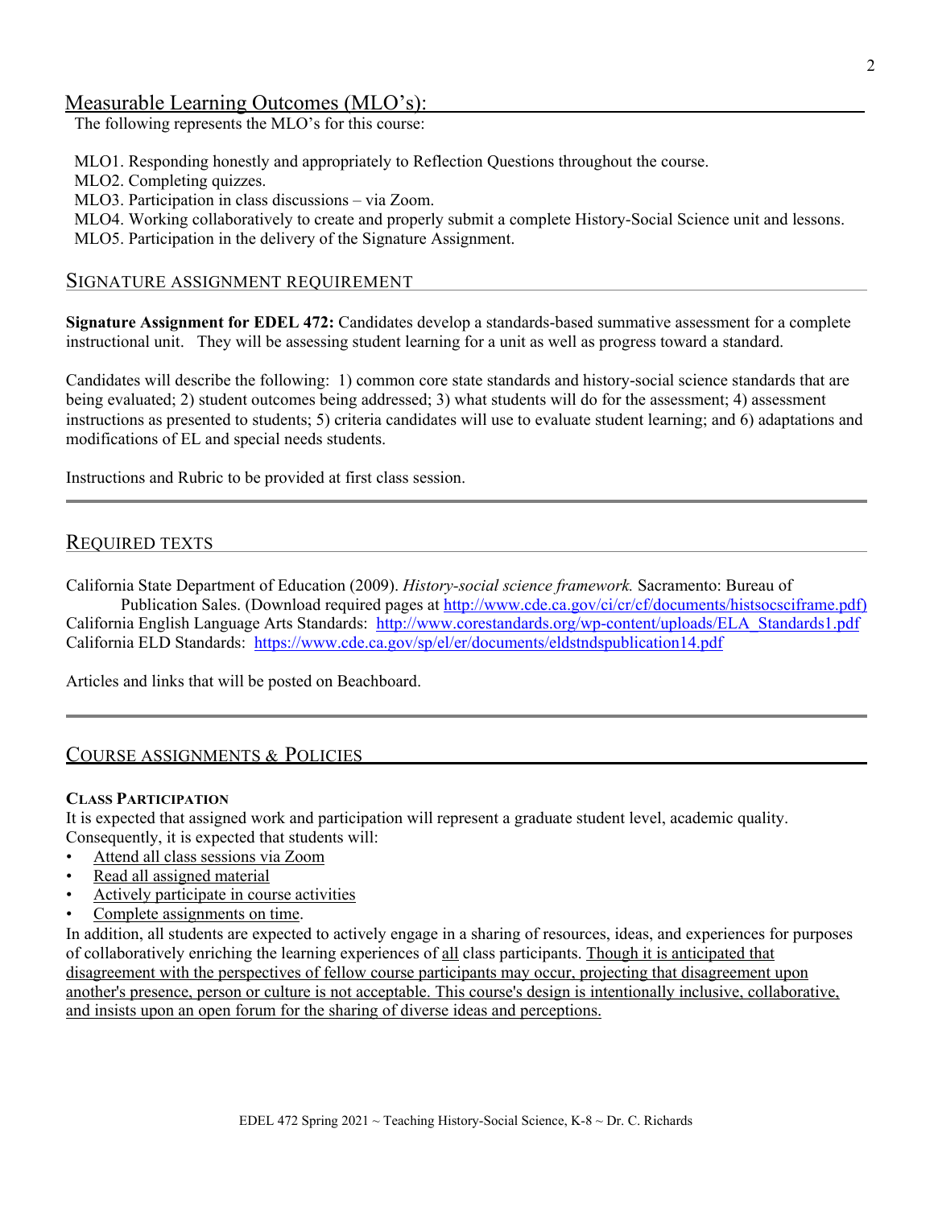## Measurable Learning Outcomes (MLO's):

The following represents the MLO's for this course:

MLO1. Responding honestly and appropriately to Reflection Questions throughout the course.
MLO2. Completing quizzes.
MLO3. Participation in class discussions – via Zoom.
MLO4. Working collaboratively to create and properly submit a complete History-Social Science unit and lessons.
MLO5. Participation in the delivery of the Signature Assignment.

## Signature Assignment Requirement

**Signature Assignment for EDEL 472:** Candidates develop a standards-based summative assessment for a complete instructional unit. They will be assessing student learning for a unit as well as progress toward a standard.

Candidates will describe the following: 1) common core state standards and history-social science standards that are being evaluated; 2) student outcomes being addressed; 3) what students will do for the assessment; 4) assessment instructions as presented to students; 5) criteria candidates will use to evaluate student learning; and 6) adaptations and modifications of EL and special needs students.

Instructions and Rubric to be provided at first class session.

## Required Texts

California State Department of Education (2009). *History-social science framework.* Sacramento: Bureau of Publication Sales. (Download required pages at http://www.cde.ca.gov/ci/cr/cf/documents/histsocsciframe.pdf)
California English Language Arts Standards: http://www.corestandards.org/wp-content/uploads/ELA_Standards1.pdf
California ELD Standards: https://www.cde.ca.gov/sp/el/er/documents/eldstndspublication14.pdf

Articles and links that will be posted on Beachboard.

## Course Assignments & Policies

### Class Participation

It is expected that assigned work and participation will represent a graduate student level, academic quality. Consequently, it is expected that students will:

- Attend all class sessions via Zoom
- Read all assigned material
- Actively participate in course activities
- Complete assignments on time.

In addition, all students are expected to actively engage in a sharing of resources, ideas, and experiences for purposes of collaboratively enriching the learning experiences of all class participants. Though it is anticipated that disagreement with the perspectives of fellow course participants may occur, projecting that disagreement upon another's presence, person or culture is not acceptable. This course's design is intentionally inclusive, collaborative, and insists upon an open forum for the sharing of diverse ideas and perceptions.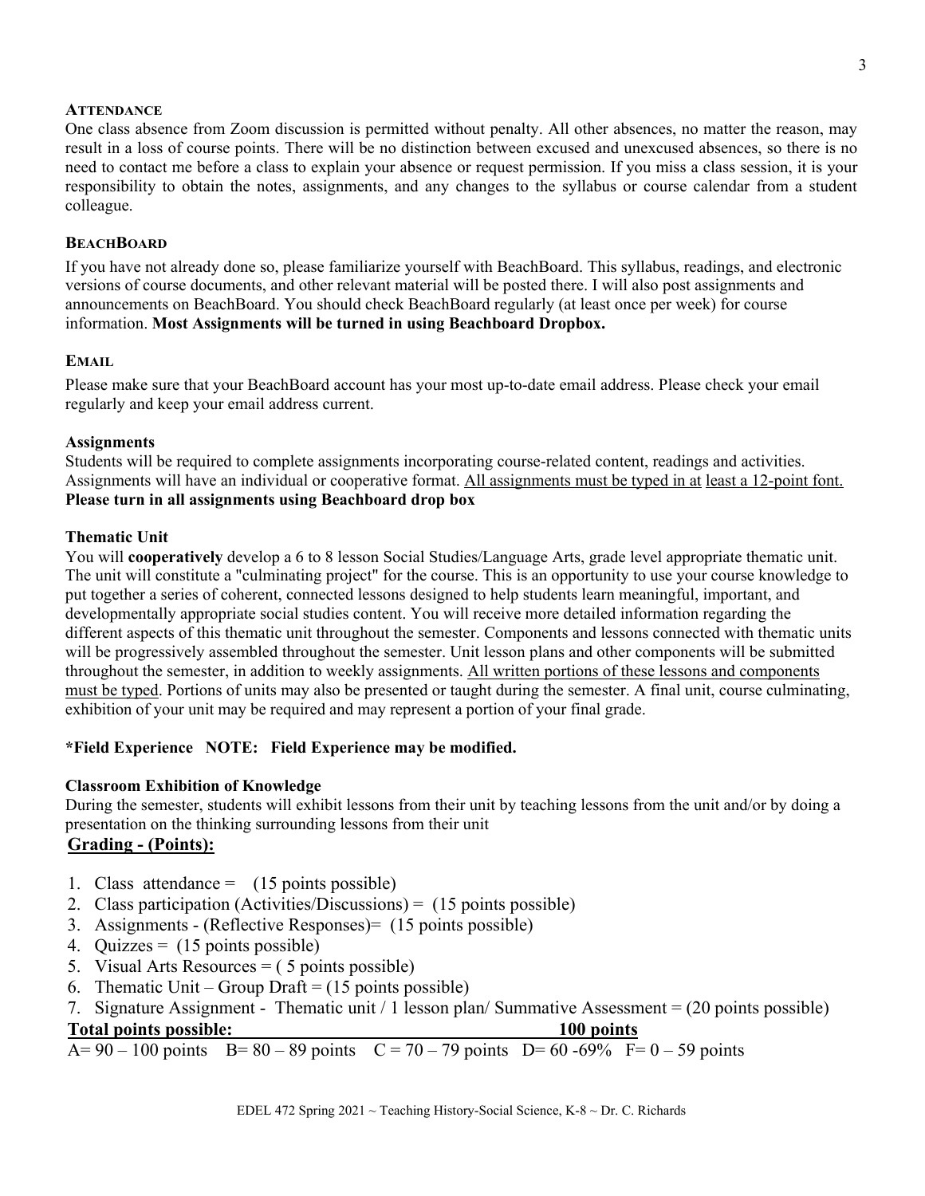### Attendance

One class absence from Zoom discussion is permitted without penalty. All other absences, no matter the reason, may result in a loss of course points. There will be no distinction between excused and unexcused absences, so there is no need to contact me before a class to explain your absence or request permission. If you miss a class session, it is your responsibility to obtain the notes, assignments, and any changes to the syllabus or course calendar from a student colleague.

### BeachBoard

If you have not already done so, please familiarize yourself with BeachBoard. This syllabus, readings, and electronic versions of course documents, and other relevant material will be posted there. I will also post assignments and announcements on BeachBoard. You should check BeachBoard regularly (at least once per week) for course information. **Most Assignments will be turned in using Beachboard Dropbox.**

### Email

Please make sure that your BeachBoard account has your most up-to-date email address. Please check your email regularly and keep your email address current.

### Assignments

Students will be required to complete assignments incorporating course-related content, readings and activities. Assignments will have an individual or cooperative format. <u>All assignments must be typed in at least a 12-point font.</u>
**Please turn in all assignments using Beachboard drop box**

### Thematic Unit

You will **cooperatively** develop a 6 to 8 lesson Social Studies/Language Arts, grade level appropriate thematic unit. The unit will constitute a "culminating project" for the course. This is an opportunity to use your course knowledge to put together a series of coherent, connected lessons designed to help students learn meaningful, important, and developmentally appropriate social studies content. You will receive more detailed information regarding the different aspects of this thematic unit throughout the semester. Components and lessons connected with thematic units will be progressively assembled throughout the semester. Unit lesson plans and other components will be submitted throughout the semester, in addition to weekly assignments. <u>All written portions of these lessons and components must be typed</u>. Portions of units may also be presented or taught during the semester. A final unit, course culminating, exhibition of your unit may be required and may represent a portion of your final grade.

**\*Field Experience NOTE: Field Experience may be modified.**

### Classroom Exhibition of Knowledge

During the semester, students will exhibit lessons from their unit by teaching lessons from the unit and/or by doing a presentation on the thinking surrounding lessons from their unit

## <u>Grading - (Points):</u>

1. Class attendance = (15 points possible)
2. Class participation (Activities/Discussions) = (15 points possible)
3. Assignments - (Reflective Responses)= (15 points possible)
4. Quizzes = (15 points possible)
5. Visual Arts Resources = ( 5 points possible)
6. Thematic Unit – Group Draft = (15 points possible)
7. Signature Assignment - Thematic unit / 1 lesson plan/ Summative Assessment = (20 points possible)

**<u>Total points possible: 100 points</u>**

A= 90 – 100 points B= 80 – 89 points C = 70 – 79 points D= 60 -69% F= 0 – 59 points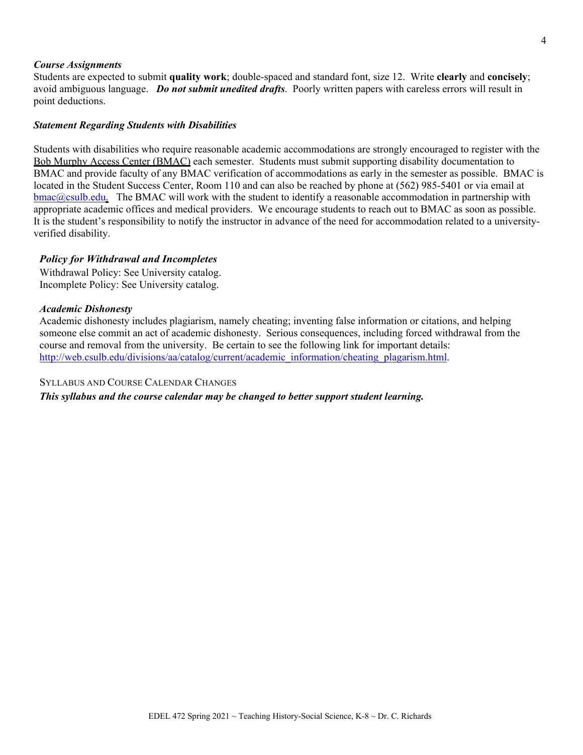***Course Assignments***

Students are expected to submit **quality work**; double-spaced and standard font, size 12. Write **clearly** and **concisely**; avoid ambiguous language. ***Do not submit unedited drafts***. Poorly written papers with careless errors will result in point deductions.

***Statement Regarding Students with Disabilities***

Students with disabilities who require reasonable academic accommodations are strongly encouraged to register with the Bob Murphy Access Center (BMAC) each semester. Students must submit supporting disability documentation to BMAC and provide faculty of any BMAC verification of accommodations as early in the semester as possible. BMAC is located in the Student Success Center, Room 110 and can also be reached by phone at (562) 985-5401 or via email at bmac@csulb.edu. The BMAC will work with the student to identify a reasonable accommodation in partnership with appropriate academic offices and medical providers. We encourage students to reach out to BMAC as soon as possible. It is the student's responsibility to notify the instructor in advance of the need for accommodation related to a university-verified disability.

***Policy for Withdrawal and Incompletes***

Withdrawal Policy: See University catalog.
Incomplete Policy: See University catalog.

***Academic Dishonesty***

Academic dishonesty includes plagiarism, namely cheating; inventing false information or citations, and helping someone else commit an act of academic dishonesty. Serious consequences, including forced withdrawal from the course and removal from the university. Be certain to see the following link for important details: http://web.csulb.edu/divisions/aa/catalog/current/academic_information/cheating_plagarism.html.

SYLLABUS AND COURSE CALENDAR CHANGES

***This syllabus and the course calendar may be changed to better support student learning.***